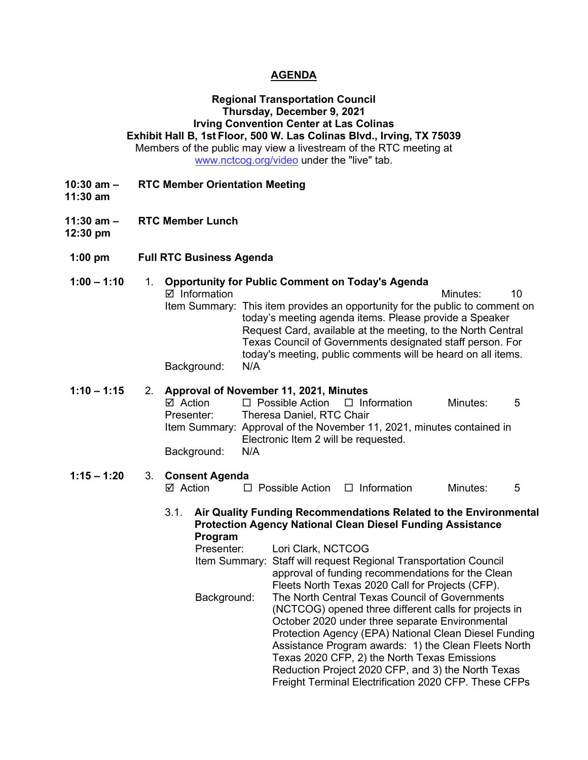# AGENDA

**Regional Transportation Council**
**Thursday, December 9, 2021**
**Irving Convention Center at Las Colinas**
**Exhibit Hall B, 1st Floor, 500 W. Las Colinas Blvd., Irving, TX 75039**
Members of the public may view a livestream of the RTC meeting at www.nctcog.org/video under the "live" tab.

**10:30 am – 11:30 am** **RTC Member Orientation Meeting**

**11:30 am – 12:30 pm** **RTC Member Lunch**

**1:00 pm** **Full RTC Business Agenda**

**1:00 – 1:10** 1. **Opportunity for Public Comment on Today's Agenda**

☑ Information Minutes: 10

Item Summary: This item provides an opportunity for the public to comment on today's meeting agenda items. Please provide a Speaker Request Card, available at the meeting, to the North Central Texas Council of Governments designated staff person. For today's meeting, public comments will be heard on all items.

Background: N/A

**1:10 – 1:15** 2. **Approval of November 11, 2021, Minutes**

☑ Action ☐ Possible Action ☐ Information Minutes: 5

Presenter: Theresa Daniel, RTC Chair

Item Summary: Approval of the November 11, 2021, minutes contained in Electronic Item 2 will be requested.

Background: N/A

**1:15 – 1:20** 3. **Consent Agenda**

☑ Action ☐ Possible Action ☐ Information Minutes: 5

3.1. **Air Quality Funding Recommendations Related to the Environmental Protection Agency National Clean Diesel Funding Assistance Program**

Presenter: Lori Clark, NCTCOG

Item Summary: Staff will request Regional Transportation Council approval of funding recommendations for the Clean Fleets North Texas 2020 Call for Projects (CFP).

Background: The North Central Texas Council of Governments (NCTCOG) opened three different calls for projects in October 2020 under three separate Environmental Protection Agency (EPA) National Clean Diesel Funding Assistance Program awards: 1) the Clean Fleets North Texas 2020 CFP, 2) the North Texas Emissions Reduction Project 2020 CFP, and 3) the North Texas Freight Terminal Electrification 2020 CFP. These CFPs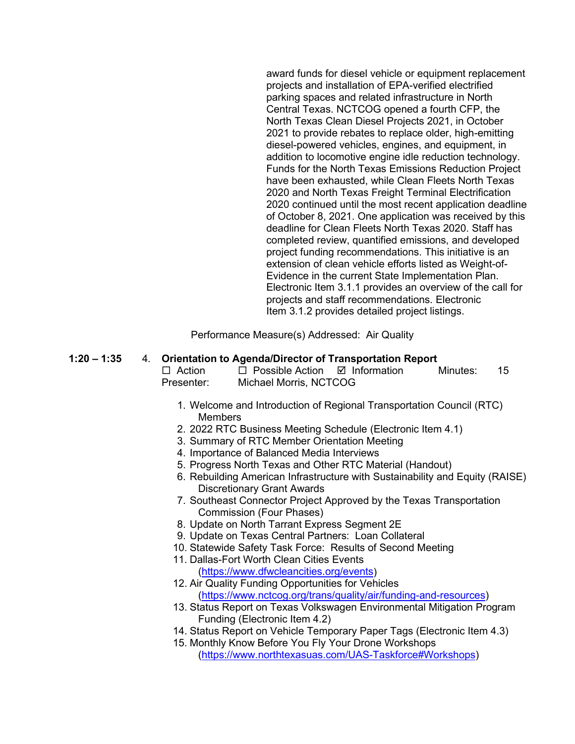award funds for diesel vehicle or equipment replacement projects and installation of EPA-verified electrified parking spaces and related infrastructure in North Central Texas. NCTCOG opened a fourth CFP, the North Texas Clean Diesel Projects 2021, in October 2021 to provide rebates to replace older, high-emitting diesel-powered vehicles, engines, and equipment, in addition to locomotive engine idle reduction technology. Funds for the North Texas Emissions Reduction Project have been exhausted, while Clean Fleets North Texas 2020 and North Texas Freight Terminal Electrification 2020 continued until the most recent application deadline of October 8, 2021. One application was received by this deadline for Clean Fleets North Texas 2020. Staff has completed review, quantified emissions, and developed project funding recommendations. This initiative is an extension of clean vehicle efforts listed as Weight-of-Evidence in the current State Implementation Plan. Electronic Item 3.1.1 provides an overview of the call for projects and staff recommendations. Electronic Item 3.1.2 provides detailed project listings.

Performance Measure(s) Addressed: Air Quality

1:20 – 1:35 4. **Orientation to Agenda/Director of Transportation Report**

☐ Action ☐ Possible Action ☑ Information Minutes: 15

Presenter: Michael Morris, NCTCOG

1. Welcome and Introduction of Regional Transportation Council (RTC) Members
2. 2022 RTC Business Meeting Schedule (Electronic Item 4.1)
3. Summary of RTC Member Orientation Meeting
4. Importance of Balanced Media Interviews
5. Progress North Texas and Other RTC Material (Handout)
6. Rebuilding American Infrastructure with Sustainability and Equity (RAISE) Discretionary Grant Awards
7. Southeast Connector Project Approved by the Texas Transportation Commission (Four Phases)
8. Update on North Tarrant Express Segment 2E
9. Update on Texas Central Partners: Loan Collateral
10. Statewide Safety Task Force: Results of Second Meeting
11. Dallas-Fort Worth Clean Cities Events (https://www.dfwcleancities.org/events)
12. Air Quality Funding Opportunities for Vehicles (https://www.nctcog.org/trans/quality/air/funding-and-resources)
13. Status Report on Texas Volkswagen Environmental Mitigation Program Funding (Electronic Item 4.2)
14. Status Report on Vehicle Temporary Paper Tags (Electronic Item 4.3)
15. Monthly Know Before You Fly Your Drone Workshops (https://www.northtexasuas.com/UAS-Taskforce#Workshops)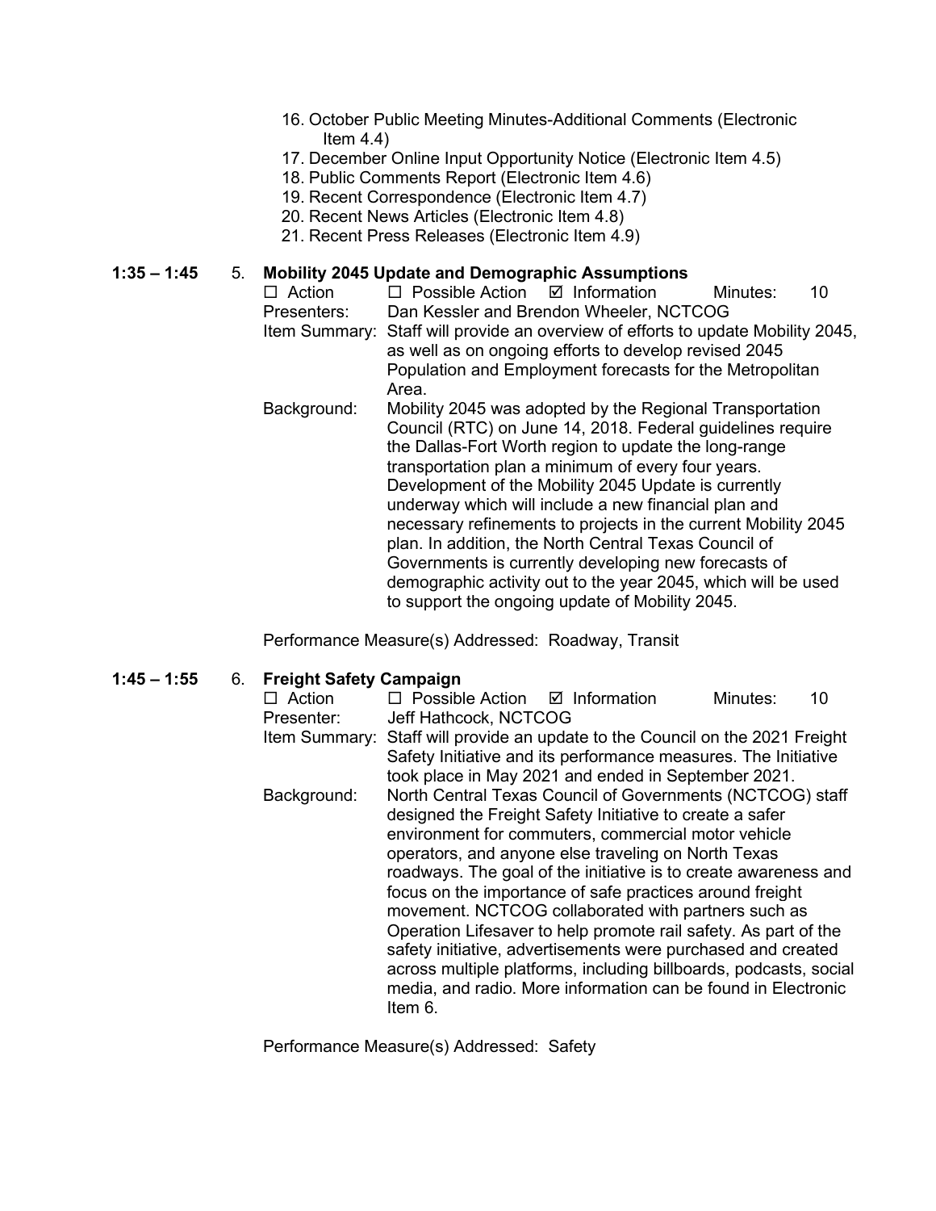16. October Public Meeting Minutes-Additional Comments (Electronic Item 4.4)
17. December Online Input Opportunity Notice (Electronic Item 4.5)
18. Public Comments Report (Electronic Item 4.6)
19. Recent Correspondence (Electronic Item 4.7)
20. Recent News Articles (Electronic Item 4.8)
21. Recent Press Releases (Electronic Item 4.9)

**1:35 – 1:45** 5. **Mobility 2045 Update and Demographic Assumptions**

☐ Action ☐ Possible Action ☑ Information Minutes: 10

Presenters: Dan Kessler and Brendon Wheeler, NCTCOG

Item Summary: Staff will provide an overview of efforts to update Mobility 2045, as well as on ongoing efforts to develop revised 2045 Population and Employment forecasts for the Metropolitan Area.

Background: Mobility 2045 was adopted by the Regional Transportation Council (RTC) on June 14, 2018. Federal guidelines require the Dallas-Fort Worth region to update the long-range transportation plan a minimum of every four years. Development of the Mobility 2045 Update is currently underway which will include a new financial plan and necessary refinements to projects in the current Mobility 2045 plan. In addition, the North Central Texas Council of Governments is currently developing new forecasts of demographic activity out to the year 2045, which will be used to support the ongoing update of Mobility 2045.

Performance Measure(s) Addressed: Roadway, Transit

**1:45 – 1:55** 6. **Freight Safety Campaign**

☐ Action ☐ Possible Action ☑ Information Minutes: 10

Presenter: Jeff Hathcock, NCTCOG

Item Summary: Staff will provide an update to the Council on the 2021 Freight Safety Initiative and its performance measures. The Initiative took place in May 2021 and ended in September 2021.

Background: North Central Texas Council of Governments (NCTCOG) staff designed the Freight Safety Initiative to create a safer environment for commuters, commercial motor vehicle operators, and anyone else traveling on North Texas roadways. The goal of the initiative is to create awareness and focus on the importance of safe practices around freight movement. NCTCOG collaborated with partners such as Operation Lifesaver to help promote rail safety. As part of the safety initiative, advertisements were purchased and created across multiple platforms, including billboards, podcasts, social media, and radio. More information can be found in Electronic Item 6.

Performance Measure(s) Addressed: Safety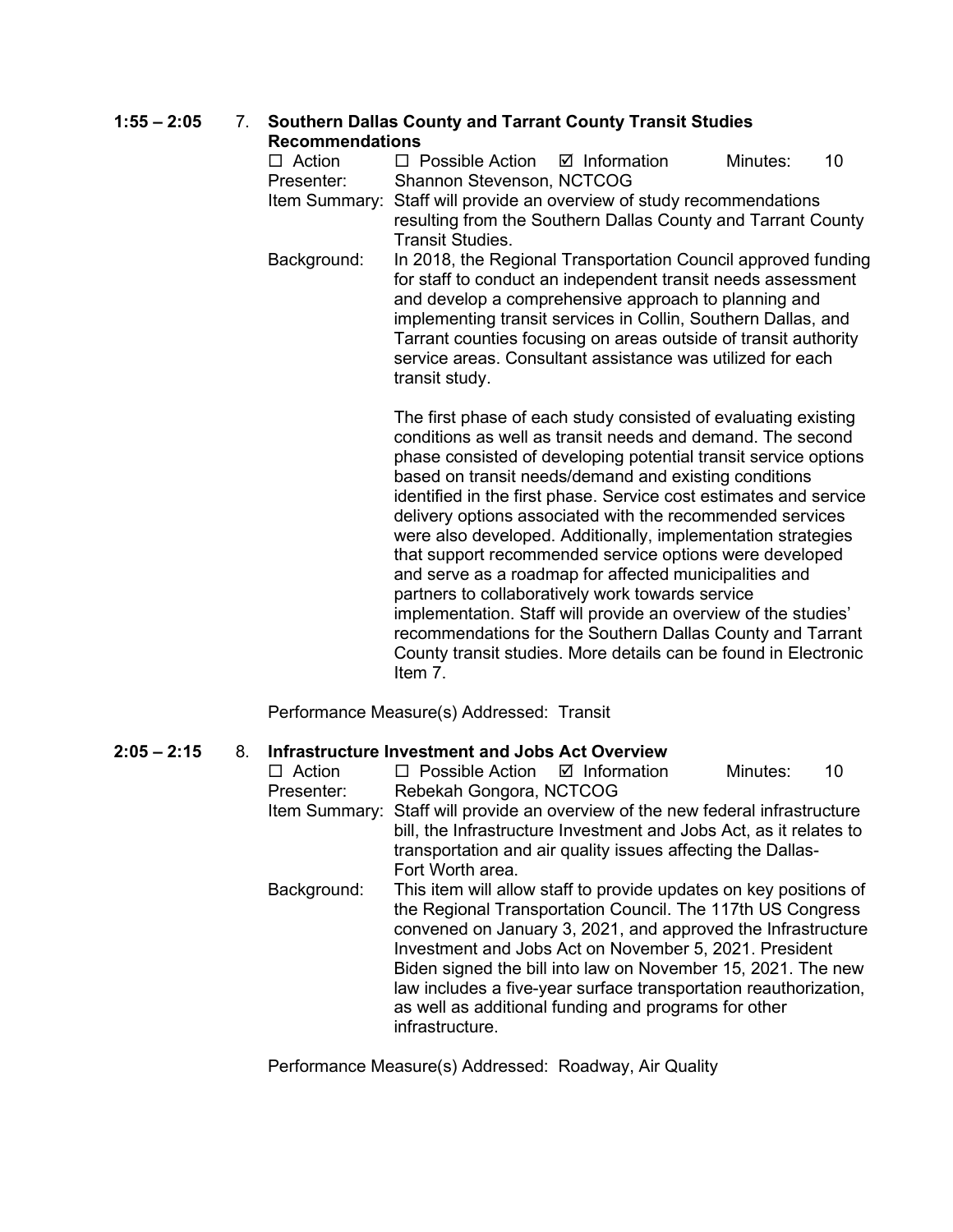**1:55 – 2:05** 7. **Southern Dallas County and Tarrant County Transit Studies Recommendations**

☐ Action ☐ Possible Action ☑ Information Minutes: 10

Presenter: Shannon Stevenson, NCTCOG

Item Summary: Staff will provide an overview of study recommendations resulting from the Southern Dallas County and Tarrant County Transit Studies.

Background: In 2018, the Regional Transportation Council approved funding for staff to conduct an independent transit needs assessment and develop a comprehensive approach to planning and implementing transit services in Collin, Southern Dallas, and Tarrant counties focusing on areas outside of transit authority service areas. Consultant assistance was utilized for each transit study.

The first phase of each study consisted of evaluating existing conditions as well as transit needs and demand. The second phase consisted of developing potential transit service options based on transit needs/demand and existing conditions identified in the first phase. Service cost estimates and service delivery options associated with the recommended services were also developed. Additionally, implementation strategies that support recommended service options were developed and serve as a roadmap for affected municipalities and partners to collaboratively work towards service implementation. Staff will provide an overview of the studies' recommendations for the Southern Dallas County and Tarrant County transit studies. More details can be found in Electronic Item 7.

Performance Measure(s) Addressed: Transit

**2:05 – 2:15** 8. **Infrastructure Investment and Jobs Act Overview**

☐ Action ☐ Possible Action ☑ Information Minutes: 10

Presenter: Rebekah Gongora, NCTCOG

Item Summary: Staff will provide an overview of the new federal infrastructure bill, the Infrastructure Investment and Jobs Act, as it relates to transportation and air quality issues affecting the Dallas-Fort Worth area.

Background: This item will allow staff to provide updates on key positions of the Regional Transportation Council. The 117th US Congress convened on January 3, 2021, and approved the Infrastructure Investment and Jobs Act on November 5, 2021. President Biden signed the bill into law on November 15, 2021. The new law includes a five-year surface transportation reauthorization, as well as additional funding and programs for other infrastructure.

Performance Measure(s) Addressed: Roadway, Air Quality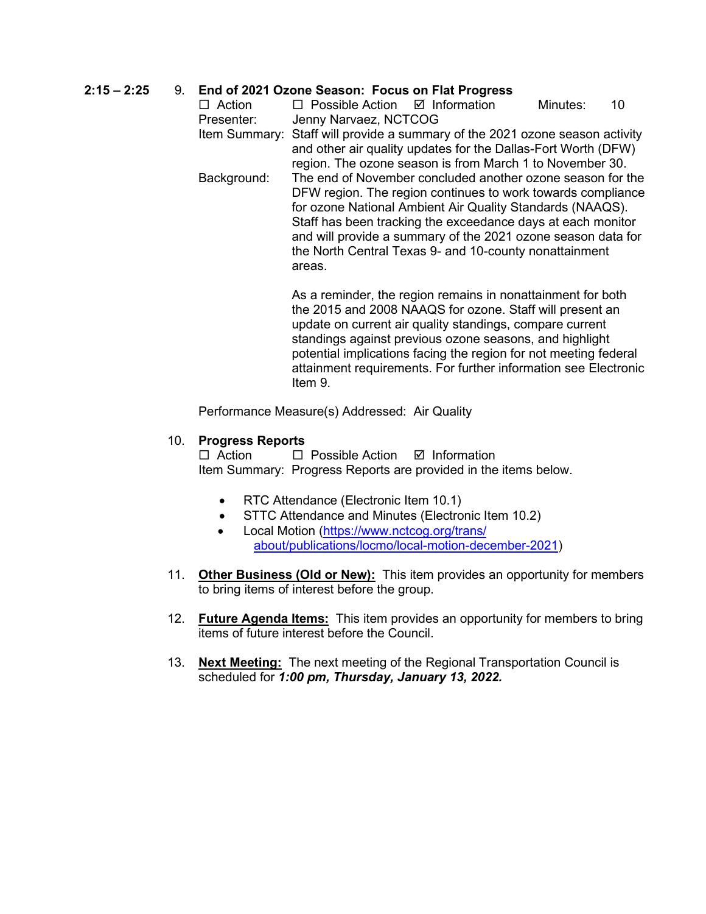**2:15 – 2:25** 9. **End of 2021 Ozone Season: Focus on Flat Progress**

☐ Action ☐ Possible Action ☑ Information Minutes: 10

Presenter: Jenny Narvaez, NCTCOG

Item Summary: Staff will provide a summary of the 2021 ozone season activity and other air quality updates for the Dallas-Fort Worth (DFW) region. The ozone season is from March 1 to November 30.

Background: The end of November concluded another ozone season for the DFW region. The region continues to work towards compliance for ozone National Ambient Air Quality Standards (NAAQS). Staff has been tracking the exceedance days at each monitor and will provide a summary of the 2021 ozone season data for the North Central Texas 9- and 10-county nonattainment areas.

As a reminder, the region remains in nonattainment for both the 2015 and 2008 NAAQS for ozone. Staff will present an update on current air quality standings, compare current standings against previous ozone seasons, and highlight potential implications facing the region for not meeting federal attainment requirements. For further information see Electronic Item 9.

Performance Measure(s) Addressed: Air Quality

10. **Progress Reports**

☐ Action ☐ Possible Action ☑ Information

Item Summary: Progress Reports are provided in the items below.

- RTC Attendance (Electronic Item 10.1)
- STTC Attendance and Minutes (Electronic Item 10.2)
- Local Motion (https://www.nctcog.org/trans/about/publications/locmo/local-motion-december-2021)

11. **Other Business (Old or New):** This item provides an opportunity for members to bring items of interest before the group.

12. **Future Agenda Items:** This item provides an opportunity for members to bring items of future interest before the Council.

13. **Next Meeting:** The next meeting of the Regional Transportation Council is scheduled for ***1:00 pm, Thursday, January 13, 2022.***